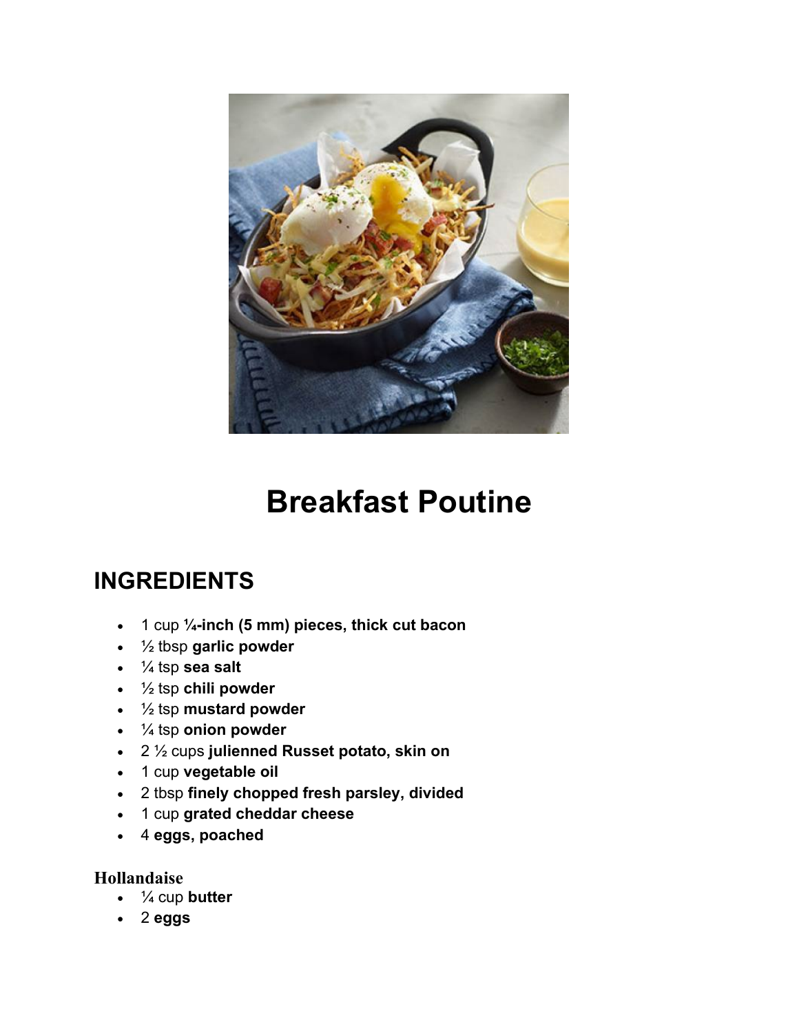# Breakfast Poutine

## INGREDIENTS

- 1 cup **¼-inch (5 mm) pieces, thick cut bacon**
- ½ tbsp **garlic powder**
- ¼ tsp **sea salt**
- ½ tsp **chili powder**
- ½ tsp **mustard powder**
- ¼ tsp **onion powder**
- 2 ½ cups **julienned Russet potato, skin on**
- 1 cup **vegetable oil**
- 2 tbsp **finely chopped fresh parsley, divided**
- 1 cup **grated cheddar cheese**
- 4 **eggs, poached**

### Hollandaise

- ¼ cup **butter**
- 2 **eggs**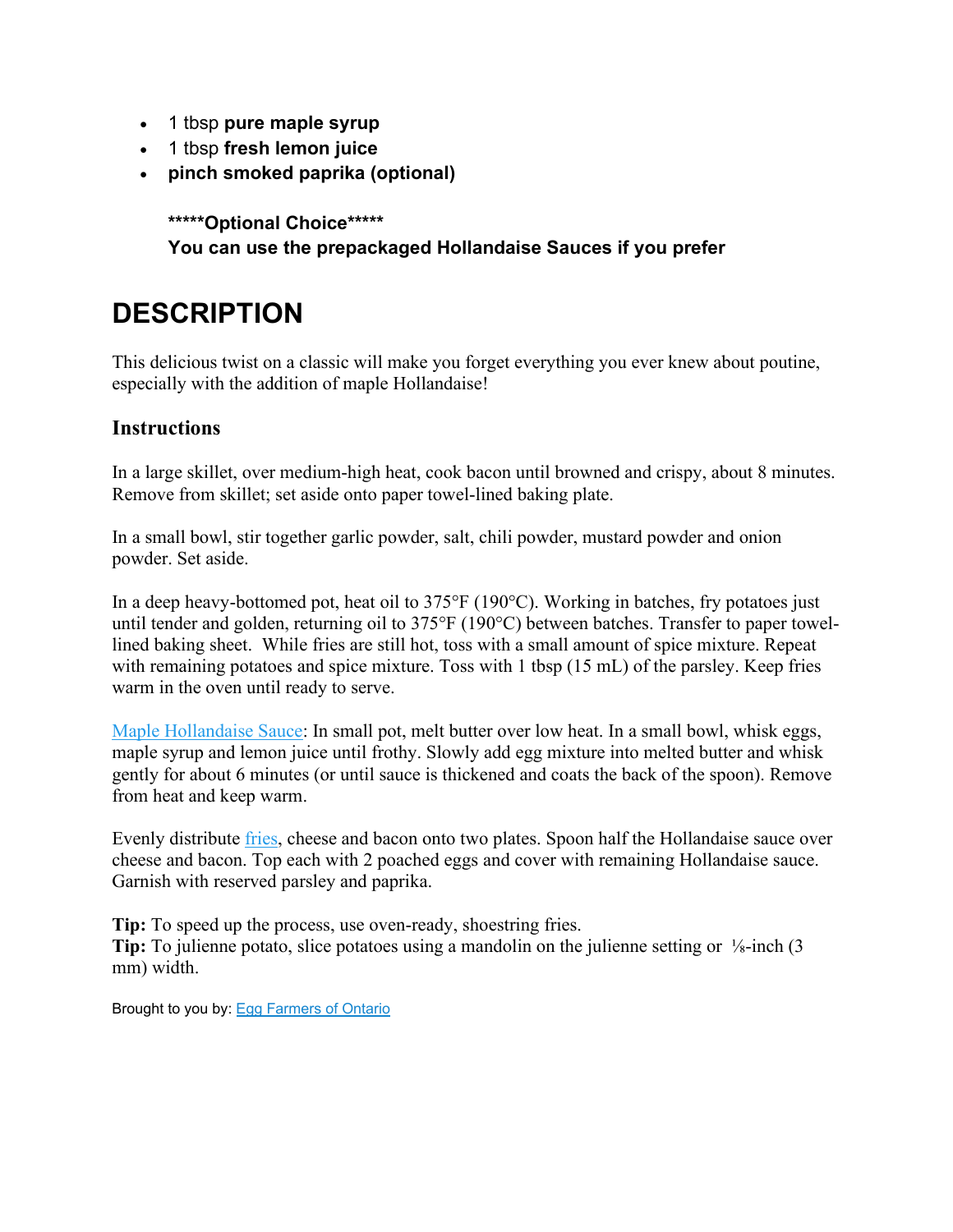- 1 tbsp **pure maple syrup**
- 1 tbsp **fresh lemon juice**
- **pinch smoked paprika (optional)**

**\*\*\*\*\*Optional Choice\*\*\*\*\***
**You can use the prepackaged Hollandaise Sauces if you prefer**

# DESCRIPTION

This delicious twist on a classic will make you forget everything you ever knew about poutine, especially with the addition of maple Hollandaise!

### Instructions

In a large skillet, over medium-high heat, cook bacon until browned and crispy, about 8 minutes. Remove from skillet; set aside onto paper towel-lined baking plate.

In a small bowl, stir together garlic powder, salt, chili powder, mustard powder and onion powder. Set aside.

In a deep heavy-bottomed pot, heat oil to 375°F (190°C). Working in batches, fry potatoes just until tender and golden, returning oil to 375°F (190°C) between batches. Transfer to paper towel-lined baking sheet. While fries are still hot, toss with a small amount of spice mixture. Repeat with remaining potatoes and spice mixture. Toss with 1 tbsp (15 mL) of the parsley. Keep fries warm in the oven until ready to serve.

Maple Hollandaise Sauce: In small pot, melt butter over low heat. In a small bowl, whisk eggs, maple syrup and lemon juice until frothy. Slowly add egg mixture into melted butter and whisk gently for about 6 minutes (or until sauce is thickened and coats the back of the spoon). Remove from heat and keep warm.

Evenly distribute fries, cheese and bacon onto two plates. Spoon half the Hollandaise sauce over cheese and bacon. Top each with 2 poached eggs and cover with remaining Hollandaise sauce. Garnish with reserved parsley and paprika.

**Tip:** To speed up the process, use oven-ready, shoestring fries.
**Tip:** To julienne potato, slice potatoes using a mandolin on the julienne setting or ⅛-inch (3 mm) width.

Brought to you by: Egg Farmers of Ontario